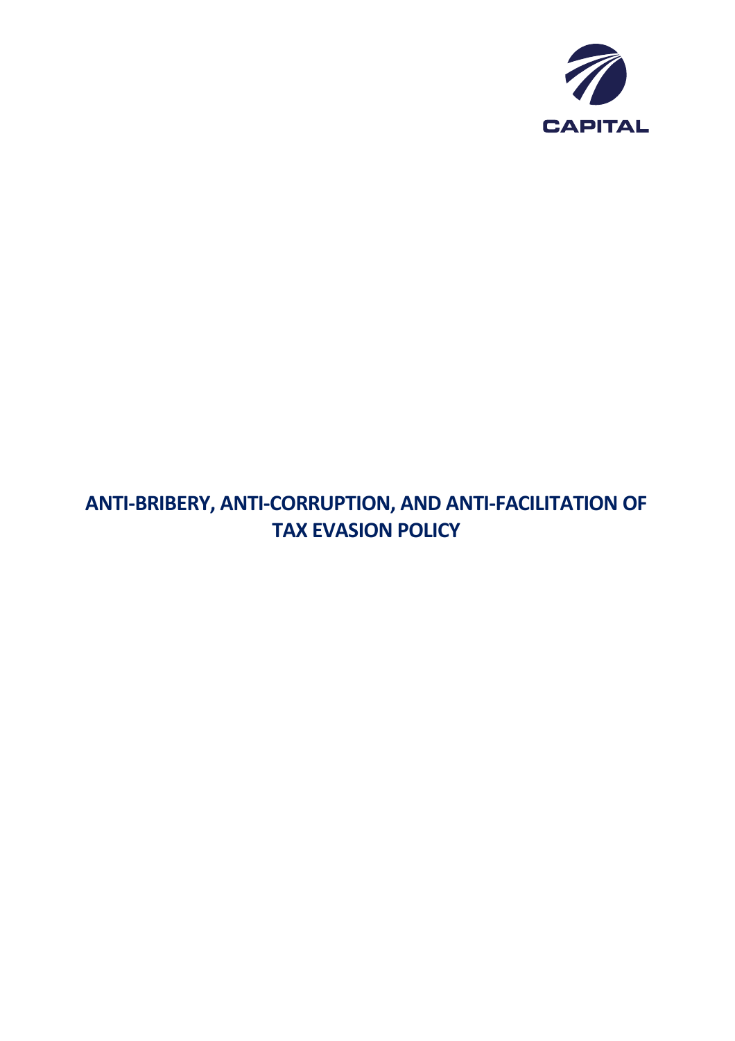CAPITAL

# ANTI-BRIBERY, ANTI-CORRUPTION, AND ANTI-FACILITATION OF TAX EVASION POLICY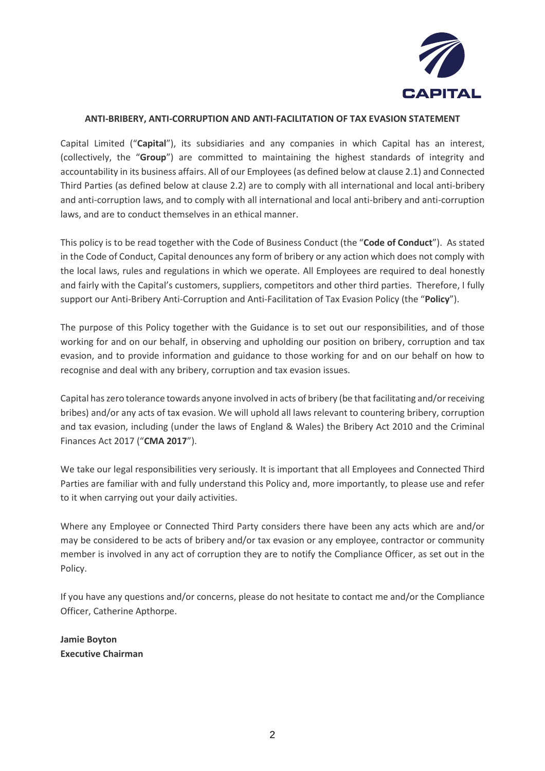**ANTI-BRIBERY, ANTI-CORRUPTION AND ANTI-FACILITATION OF TAX EVASION STATEMENT**

Capital Limited ("**Capital**"), its subsidiaries and any companies in which Capital has an interest, (collectively, the "**Group**") are committed to maintaining the highest standards of integrity and accountability in its business affairs. All of our Employees (as defined below at clause 2.1) and Connected Third Parties (as defined below at clause 2.2) are to comply with all international and local anti-bribery and anti-corruption laws, and to comply with all international and local anti-bribery and anti-corruption laws, and are to conduct themselves in an ethical manner.

This policy is to be read together with the Code of Business Conduct (the "**Code of Conduct**"). As stated in the Code of Conduct, Capital denounces any form of bribery or any action which does not comply with the local laws, rules and regulations in which we operate. All Employees are required to deal honestly and fairly with the Capital's customers, suppliers, competitors and other third parties. Therefore, I fully support our Anti-Bribery Anti-Corruption and Anti-Facilitation of Tax Evasion Policy (the "**Policy**").

The purpose of this Policy together with the Guidance is to set out our responsibilities, and of those working for and on our behalf, in observing and upholding our position on bribery, corruption and tax evasion, and to provide information and guidance to those working for and on our behalf on how to recognise and deal with any bribery, corruption and tax evasion issues.

Capital has zero tolerance towards anyone involved in acts of bribery (be that facilitating and/or receiving bribes) and/or any acts of tax evasion. We will uphold all laws relevant to countering bribery, corruption and tax evasion, including (under the laws of England & Wales) the Bribery Act 2010 and the Criminal Finances Act 2017 ("**CMA 2017**").

We take our legal responsibilities very seriously. It is important that all Employees and Connected Third Parties are familiar with and fully understand this Policy and, more importantly, to please use and refer to it when carrying out your daily activities.

Where any Employee or Connected Third Party considers there have been any acts which are and/or may be considered to be acts of bribery and/or tax evasion or any employee, contractor or community member is involved in any act of corruption they are to notify the Compliance Officer, as set out in the Policy.

If you have any questions and/or concerns, please do not hesitate to contact me and/or the Compliance Officer, Catherine Apthorpe.

**Jamie Boyton**
**Executive Chairman**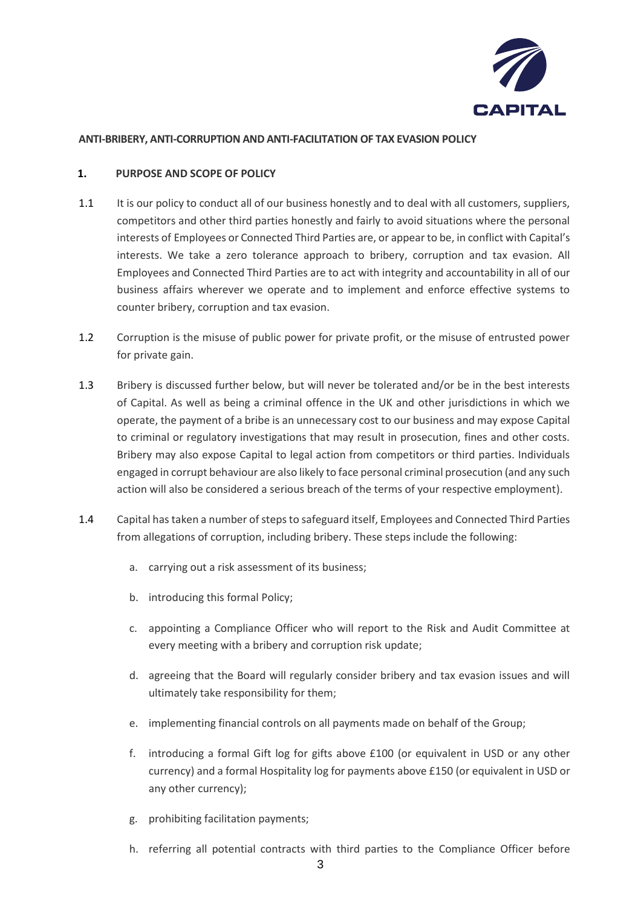**ANTI-BRIBERY, ANTI-CORRUPTION AND ANTI-FACILITATION OF TAX EVASION POLICY**

## 1. PURPOSE AND SCOPE OF POLICY

1.1 It is our policy to conduct all of our business honestly and to deal with all customers, suppliers, competitors and other third parties honestly and fairly to avoid situations where the personal interests of Employees or Connected Third Parties are, or appear to be, in conflict with Capital's interests. We take a zero tolerance approach to bribery, corruption and tax evasion. All Employees and Connected Third Parties are to act with integrity and accountability in all of our business affairs wherever we operate and to implement and enforce effective systems to counter bribery, corruption and tax evasion.

1.2 Corruption is the misuse of public power for private profit, or the misuse of entrusted power for private gain.

1.3 Bribery is discussed further below, but will never be tolerated and/or be in the best interests of Capital. As well as being a criminal offence in the UK and other jurisdictions in which we operate, the payment of a bribe is an unnecessary cost to our business and may expose Capital to criminal or regulatory investigations that may result in prosecution, fines and other costs. Bribery may also expose Capital to legal action from competitors or third parties. Individuals engaged in corrupt behaviour are also likely to face personal criminal prosecution (and any such action will also be considered a serious breach of the terms of your respective employment).

1.4 Capital has taken a number of steps to safeguard itself, Employees and Connected Third Parties from allegations of corruption, including bribery. These steps include the following:

a. carrying out a risk assessment of its business;

b. introducing this formal Policy;

c. appointing a Compliance Officer who will report to the Risk and Audit Committee at every meeting with a bribery and corruption risk update;

d. agreeing that the Board will regularly consider bribery and tax evasion issues and will ultimately take responsibility for them;

e. implementing financial controls on all payments made on behalf of the Group;

f. introducing a formal Gift log for gifts above £100 (or equivalent in USD or any other currency) and a formal Hospitality log for payments above £150 (or equivalent in USD or any other currency);

g. prohibiting facilitation payments;

h. referring all potential contracts with third parties to the Compliance Officer before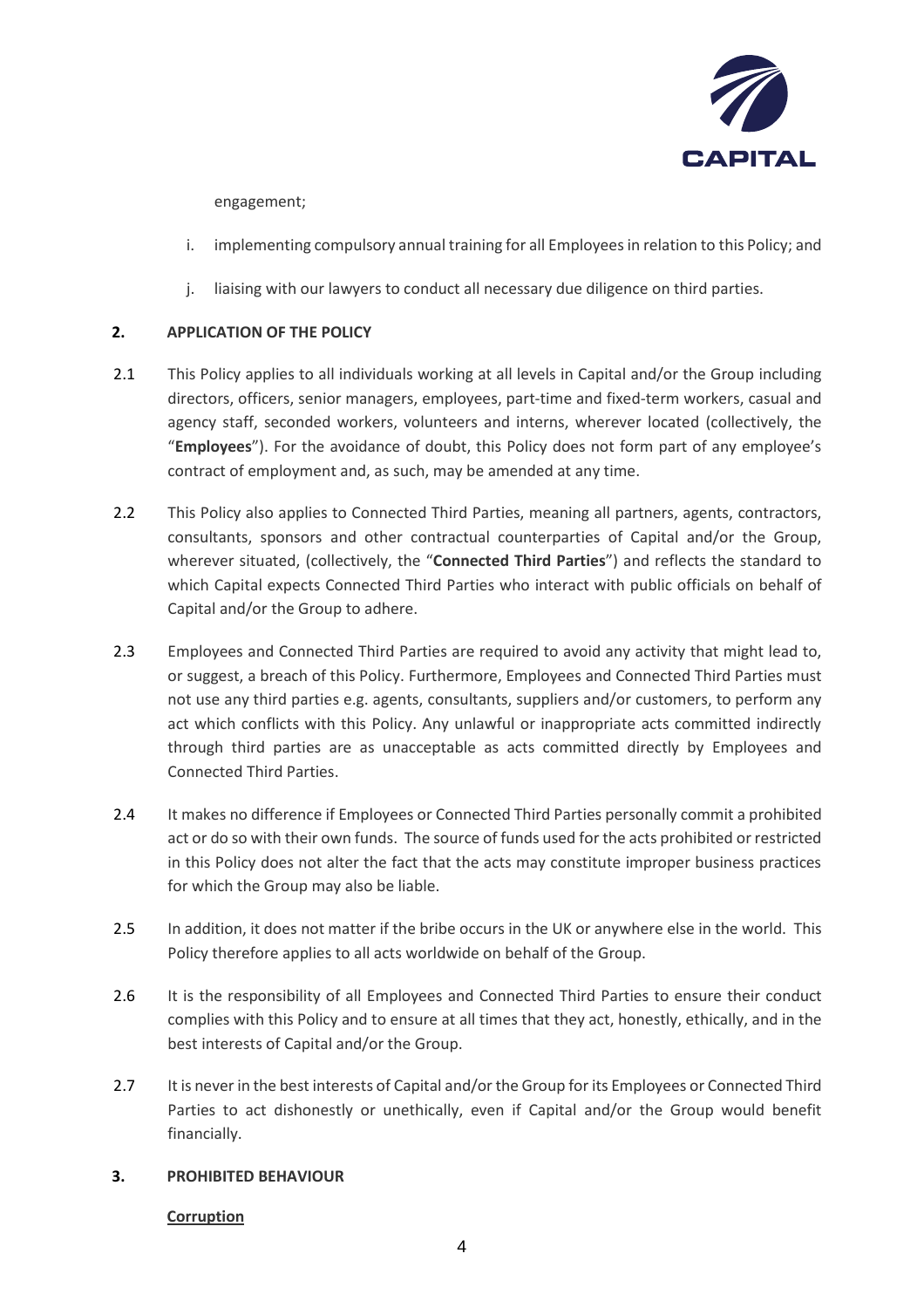engagement;

i. implementing compulsory annual training for all Employees in relation to this Policy; and

j. liaising with our lawyers to conduct all necessary due diligence on third parties.

## 2. APPLICATION OF THE POLICY

2.1 This Policy applies to all individuals working at all levels in Capital and/or the Group including directors, officers, senior managers, employees, part-time and fixed-term workers, casual and agency staff, seconded workers, volunteers and interns, wherever located (collectively, the "**Employees**"). For the avoidance of doubt, this Policy does not form part of any employee's contract of employment and, as such, may be amended at any time.

2.2 This Policy also applies to Connected Third Parties, meaning all partners, agents, contractors, consultants, sponsors and other contractual counterparties of Capital and/or the Group, wherever situated, (collectively, the "**Connected Third Parties**") and reflects the standard to which Capital expects Connected Third Parties who interact with public officials on behalf of Capital and/or the Group to adhere.

2.3 Employees and Connected Third Parties are required to avoid any activity that might lead to, or suggest, a breach of this Policy. Furthermore, Employees and Connected Third Parties must not use any third parties e.g. agents, consultants, suppliers and/or customers, to perform any act which conflicts with this Policy. Any unlawful or inappropriate acts committed indirectly through third parties are as unacceptable as acts committed directly by Employees and Connected Third Parties.

2.4 It makes no difference if Employees or Connected Third Parties personally commit a prohibited act or do so with their own funds. The source of funds used for the acts prohibited or restricted in this Policy does not alter the fact that the acts may constitute improper business practices for which the Group may also be liable.

2.5 In addition, it does not matter if the bribe occurs in the UK or anywhere else in the world. This Policy therefore applies to all acts worldwide on behalf of the Group.

2.6 It is the responsibility of all Employees and Connected Third Parties to ensure their conduct complies with this Policy and to ensure at all times that they act, honestly, ethically, and in the best interests of Capital and/or the Group.

2.7 It is never in the best interests of Capital and/or the Group for its Employees or Connected Third Parties to act dishonestly or unethically, even if Capital and/or the Group would benefit financially.

## 3. PROHIBITED BEHAVIOUR

**Corruption**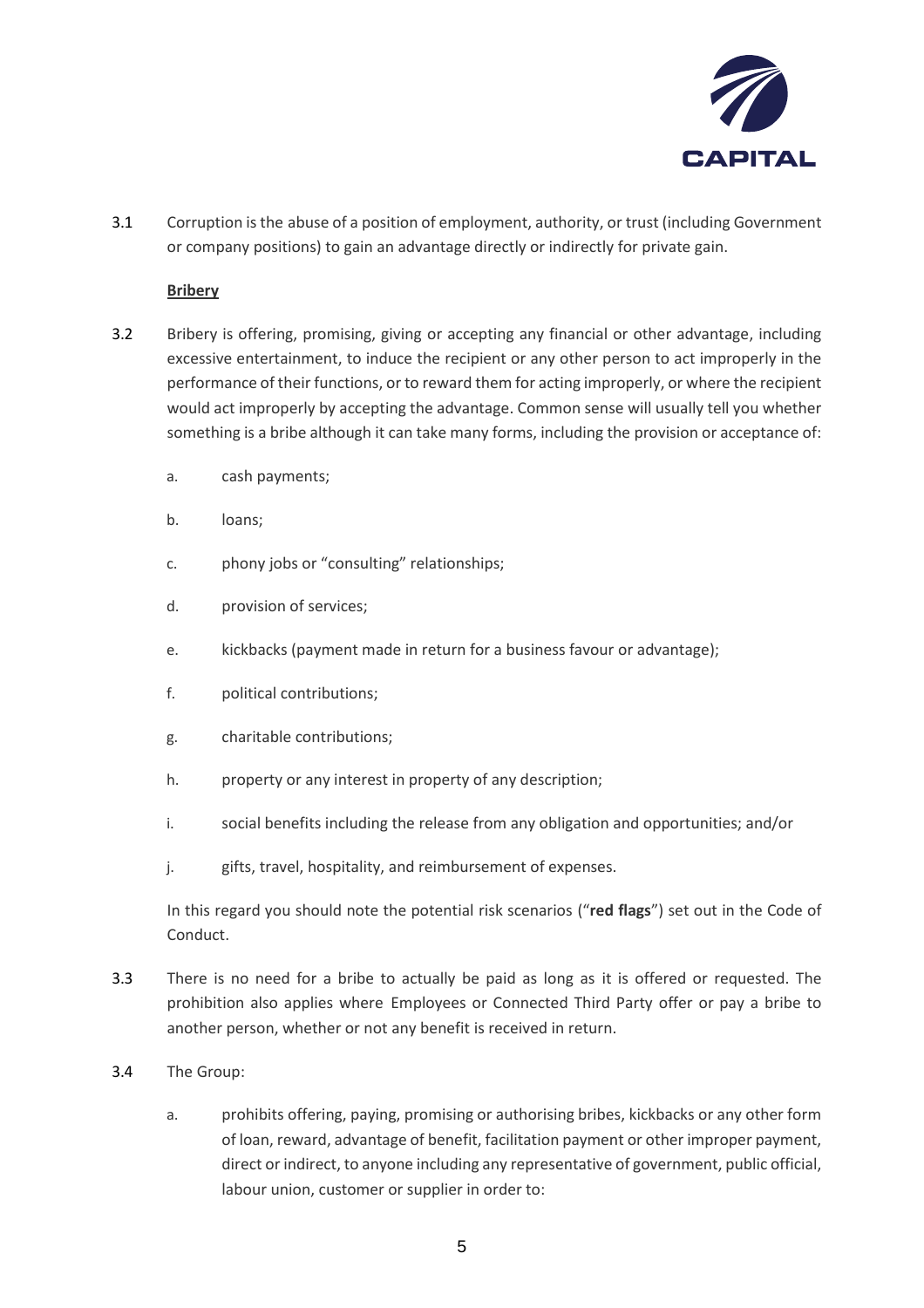3.1 Corruption is the abuse of a position of employment, authority, or trust (including Government or company positions) to gain an advantage directly or indirectly for private gain.

**Bribery**

3.2 Bribery is offering, promising, giving or accepting any financial or other advantage, including excessive entertainment, to induce the recipient or any other person to act improperly in the performance of their functions, or to reward them for acting improperly, or where the recipient would act improperly by accepting the advantage. Common sense will usually tell you whether something is a bribe although it can take many forms, including the provision or acceptance of:

a. cash payments;

b. loans;

c. phony jobs or "consulting" relationships;

d. provision of services;

e. kickbacks (payment made in return for a business favour or advantage);

f. political contributions;

g. charitable contributions;

h. property or any interest in property of any description;

i. social benefits including the release from any obligation and opportunities; and/or

j. gifts, travel, hospitality, and reimbursement of expenses.

In this regard you should note the potential risk scenarios ("**red flags**") set out in the Code of Conduct.

3.3 There is no need for a bribe to actually be paid as long as it is offered or requested. The prohibition also applies where Employees or Connected Third Party offer or pay a bribe to another person, whether or not any benefit is received in return.

3.4 The Group:

a. prohibits offering, paying, promising or authorising bribes, kickbacks or any other form of loan, reward, advantage of benefit, facilitation payment or other improper payment, direct or indirect, to anyone including any representative of government, public official, labour union, customer or supplier in order to: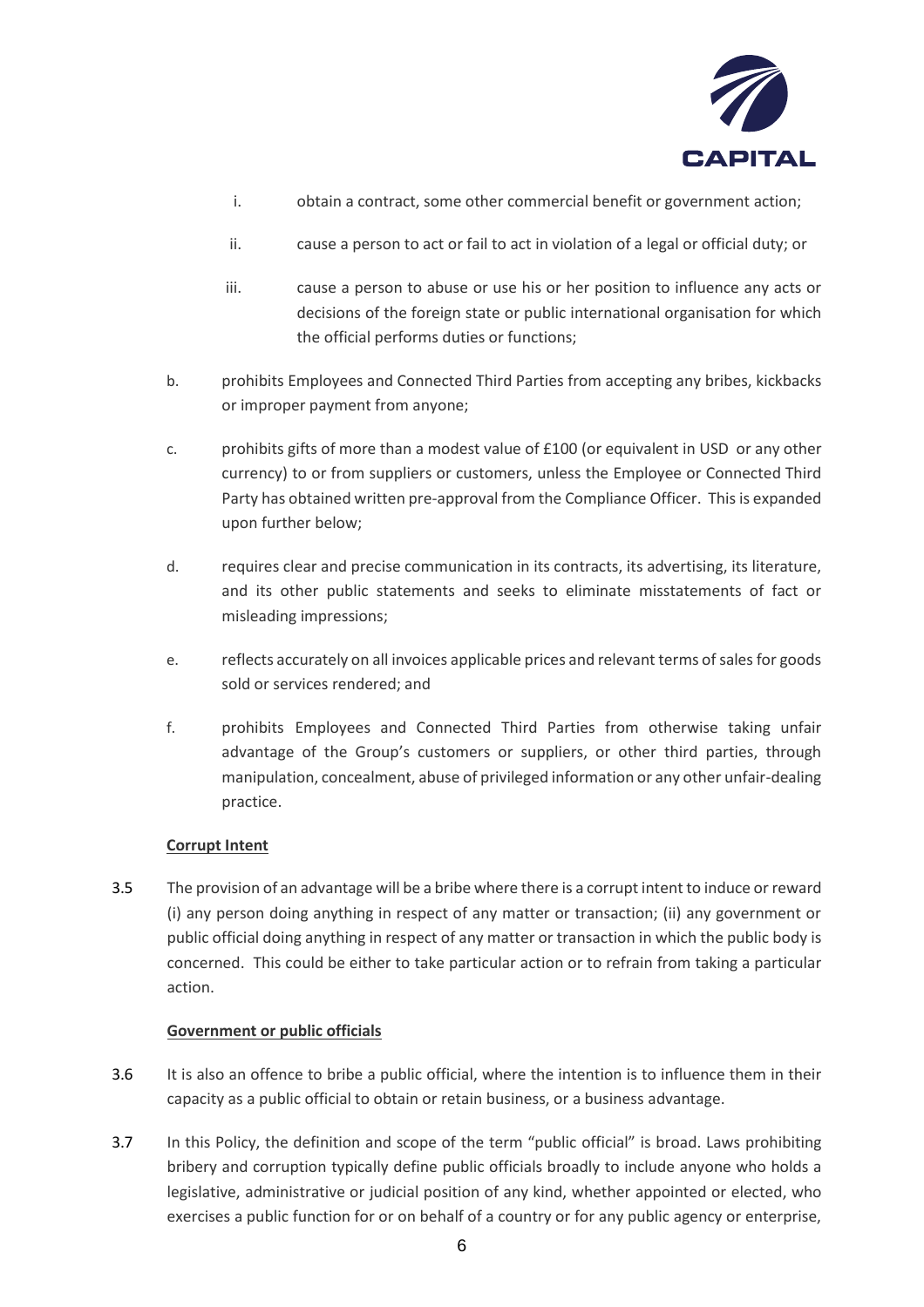i. obtain a contract, some other commercial benefit or government action;

   ii. cause a person to act or fail to act in violation of a legal or official duty; or

   iii. cause a person to abuse or use his or her position to influence any acts or decisions of the foreign state or public international organisation for which the official performs duties or functions;

b. prohibits Employees and Connected Third Parties from accepting any bribes, kickbacks or improper payment from anyone;

c. prohibits gifts of more than a modest value of £100 (or equivalent in USD or any other currency) to or from suppliers or customers, unless the Employee or Connected Third Party has obtained written pre-approval from the Compliance Officer. This is expanded upon further below;

d. requires clear and precise communication in its contracts, its advertising, its literature, and its other public statements and seeks to eliminate misstatements of fact or misleading impressions;

e. reflects accurately on all invoices applicable prices and relevant terms of sales for goods sold or services rendered; and

f. prohibits Employees and Connected Third Parties from otherwise taking unfair advantage of the Group's customers or suppliers, or other third parties, through manipulation, concealment, abuse of privileged information or any other unfair-dealing practice.

**Corrupt Intent**

3.5 The provision of an advantage will be a bribe where there is a corrupt intent to induce or reward (i) any person doing anything in respect of any matter or transaction; (ii) any government or public official doing anything in respect of any matter or transaction in which the public body is concerned. This could be either to take particular action or to refrain from taking a particular action.

**Government or public officials**

3.6 It is also an offence to bribe a public official, where the intention is to influence them in their capacity as a public official to obtain or retain business, or a business advantage.

3.7 In this Policy, the definition and scope of the term "public official" is broad. Laws prohibiting bribery and corruption typically define public officials broadly to include anyone who holds a legislative, administrative or judicial position of any kind, whether appointed or elected, who exercises a public function for or on behalf of a country or for any public agency or enterprise,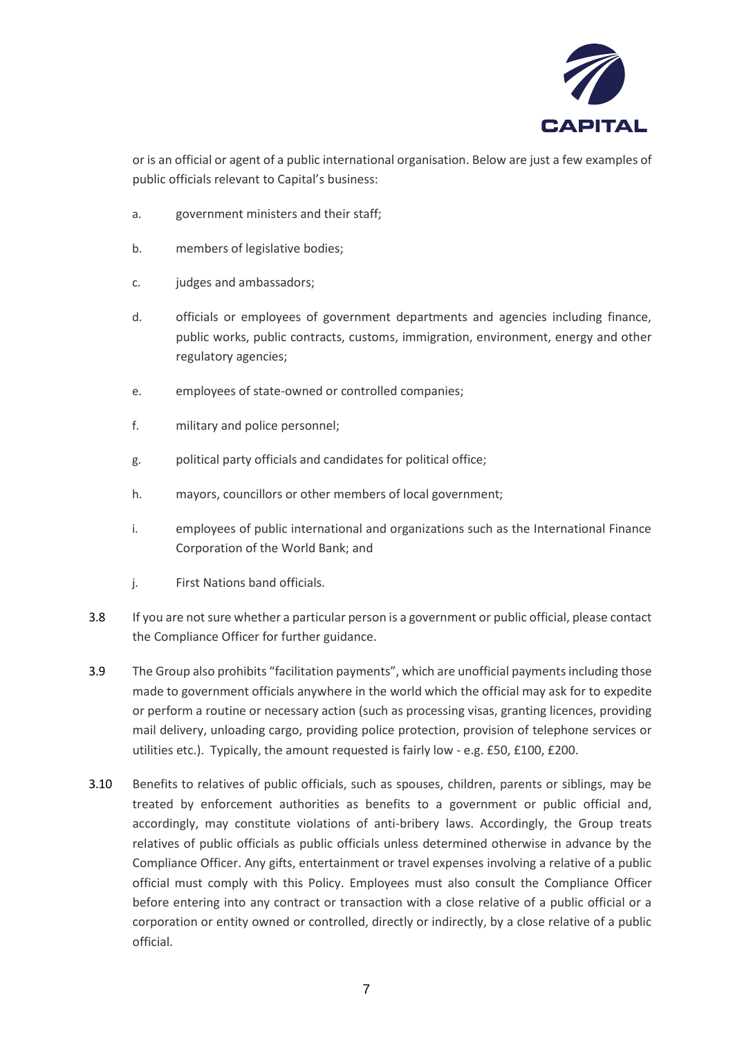or is an official or agent of a public international organisation. Below are just a few examples of public officials relevant to Capital's business:

a. government ministers and their staff;

b. members of legislative bodies;

c. judges and ambassadors;

d. officials or employees of government departments and agencies including finance, public works, public contracts, customs, immigration, environment, energy and other regulatory agencies;

e. employees of state-owned or controlled companies;

f. military and police personnel;

g. political party officials and candidates for political office;

h. mayors, councillors or other members of local government;

i. employees of public international and organizations such as the International Finance Corporation of the World Bank; and

j. First Nations band officials.

3.8 If you are not sure whether a particular person is a government or public official, please contact the Compliance Officer for further guidance.

3.9 The Group also prohibits "facilitation payments", which are unofficial payments including those made to government officials anywhere in the world which the official may ask for to expedite or perform a routine or necessary action (such as processing visas, granting licences, providing mail delivery, unloading cargo, providing police protection, provision of telephone services or utilities etc.). Typically, the amount requested is fairly low - e.g. £50, £100, £200.

3.10 Benefits to relatives of public officials, such as spouses, children, parents or siblings, may be treated by enforcement authorities as benefits to a government or public official and, accordingly, may constitute violations of anti-bribery laws. Accordingly, the Group treats relatives of public officials as public officials unless determined otherwise in advance by the Compliance Officer. Any gifts, entertainment or travel expenses involving a relative of a public official must comply with this Policy. Employees must also consult the Compliance Officer before entering into any contract or transaction with a close relative of a public official or a corporation or entity owned or controlled, directly or indirectly, by a close relative of a public official.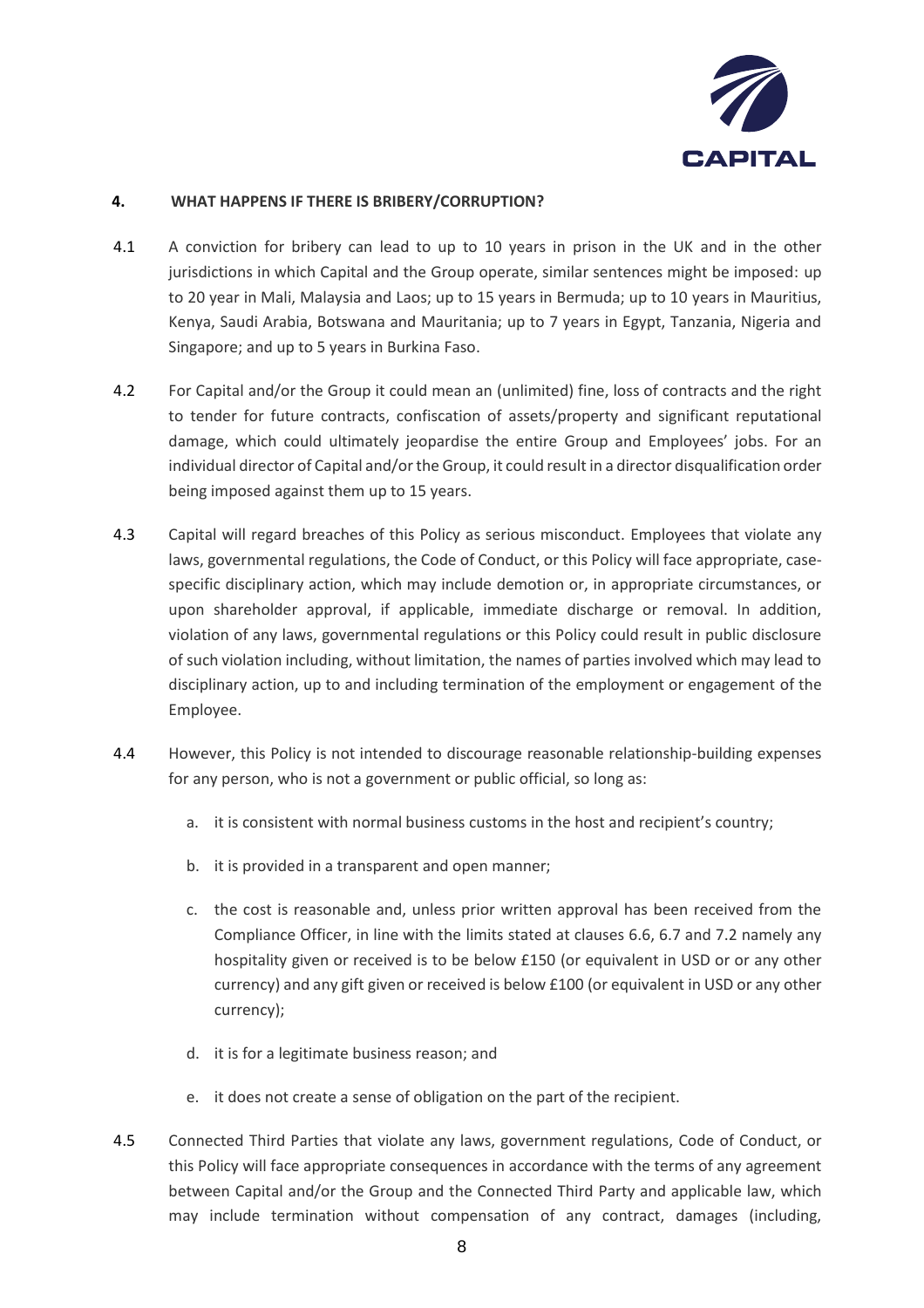## 4. WHAT HAPPENS IF THERE IS BRIBERY/CORRUPTION?

4.1 A conviction for bribery can lead to up to 10 years in prison in the UK and in the other jurisdictions in which Capital and the Group operate, similar sentences might be imposed: up to 20 year in Mali, Malaysia and Laos; up to 15 years in Bermuda; up to 10 years in Mauritius, Kenya, Saudi Arabia, Botswana and Mauritania; up to 7 years in Egypt, Tanzania, Nigeria and Singapore; and up to 5 years in Burkina Faso.

4.2 For Capital and/or the Group it could mean an (unlimited) fine, loss of contracts and the right to tender for future contracts, confiscation of assets/property and significant reputational damage, which could ultimately jeopardise the entire Group and Employees' jobs. For an individual director of Capital and/or the Group, it could result in a director disqualification order being imposed against them up to 15 years.

4.3 Capital will regard breaches of this Policy as serious misconduct. Employees that violate any laws, governmental regulations, the Code of Conduct, or this Policy will face appropriate, case-specific disciplinary action, which may include demotion or, in appropriate circumstances, or upon shareholder approval, if applicable, immediate discharge or removal. In addition, violation of any laws, governmental regulations or this Policy could result in public disclosure of such violation including, without limitation, the names of parties involved which may lead to disciplinary action, up to and including termination of the employment or engagement of the Employee.

4.4 However, this Policy is not intended to discourage reasonable relationship-building expenses for any person, who is not a government or public official, so long as:

a. it is consistent with normal business customs in the host and recipient's country;

b. it is provided in a transparent and open manner;

c. the cost is reasonable and, unless prior written approval has been received from the Compliance Officer, in line with the limits stated at clauses 6.6, 6.7 and 7.2 namely any hospitality given or received is to be below £150 (or equivalent in USD or or any other currency) and any gift given or received is below £100 (or equivalent in USD or any other currency);

d. it is for a legitimate business reason; and

e. it does not create a sense of obligation on the part of the recipient.

4.5 Connected Third Parties that violate any laws, government regulations, Code of Conduct, or this Policy will face appropriate consequences in accordance with the terms of any agreement between Capital and/or the Group and the Connected Third Party and applicable law, which may include termination without compensation of any contract, damages (including,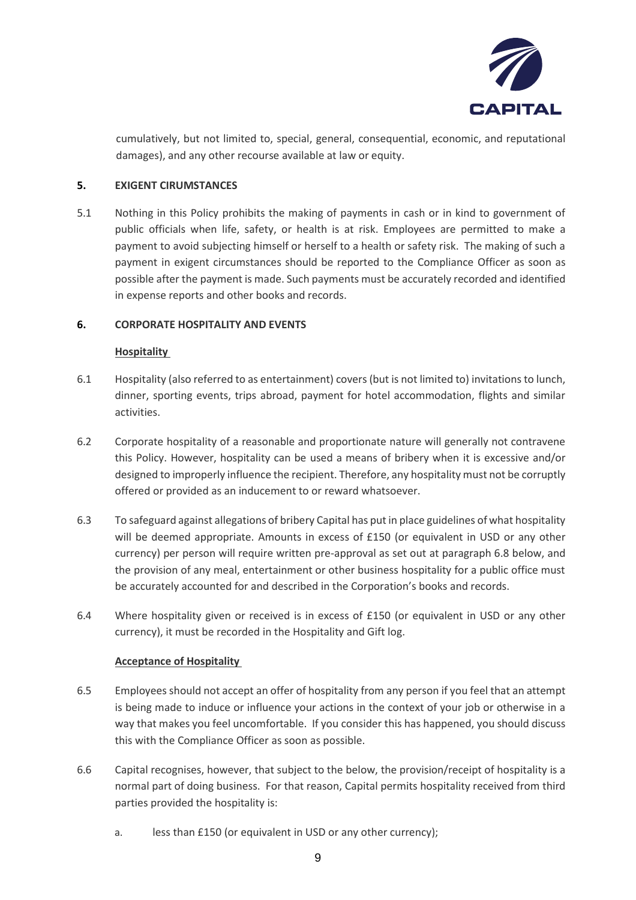cumulatively, but not limited to, special, general, consequential, economic, and reputational damages), and any other recourse available at law or equity.

## 5. EXIGENT CIRUMSTANCES

5.1 Nothing in this Policy prohibits the making of payments in cash or in kind to government of public officials when life, safety, or health is at risk. Employees are permitted to make a payment to avoid subjecting himself or herself to a health or safety risk. The making of such a payment in exigent circumstances should be reported to the Compliance Officer as soon as possible after the payment is made. Such payments must be accurately recorded and identified in expense reports and other books and records.

## 6. CORPORATE HOSPITALITY AND EVENTS

**Hospitality**

6.1 Hospitality (also referred to as entertainment) covers (but is not limited to) invitations to lunch, dinner, sporting events, trips abroad, payment for hotel accommodation, flights and similar activities.

6.2 Corporate hospitality of a reasonable and proportionate nature will generally not contravene this Policy. However, hospitality can be used a means of bribery when it is excessive and/or designed to improperly influence the recipient. Therefore, any hospitality must not be corruptly offered or provided as an inducement to or reward whatsoever.

6.3 To safeguard against allegations of bribery Capital has put in place guidelines of what hospitality will be deemed appropriate. Amounts in excess of £150 (or equivalent in USD or any other currency) per person will require written pre-approval as set out at paragraph 6.8 below, and the provision of any meal, entertainment or other business hospitality for a public office must be accurately accounted for and described in the Corporation's books and records.

6.4 Where hospitality given or received is in excess of £150 (or equivalent in USD or any other currency), it must be recorded in the Hospitality and Gift log.

**Acceptance of Hospitality**

6.5 Employees should not accept an offer of hospitality from any person if you feel that an attempt is being made to induce or influence your actions in the context of your job or otherwise in a way that makes you feel uncomfortable. If you consider this has happened, you should discuss this with the Compliance Officer as soon as possible.

6.6 Capital recognises, however, that subject to the below, the provision/receipt of hospitality is a normal part of doing business. For that reason, Capital permits hospitality received from third parties provided the hospitality is:

a. less than £150 (or equivalent in USD or any other currency);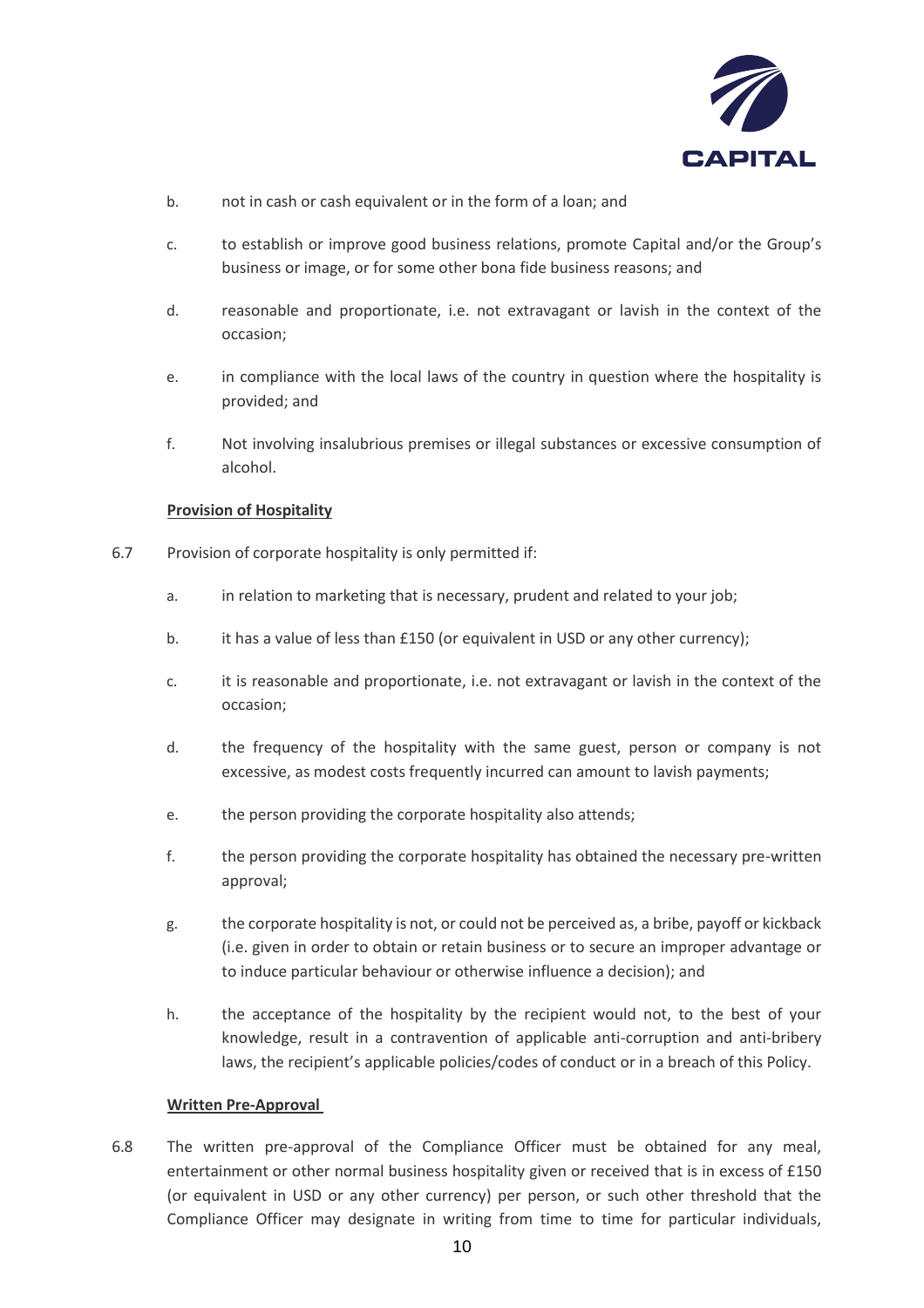b. not in cash or cash equivalent or in the form of a loan; and

c. to establish or improve good business relations, promote Capital and/or the Group's business or image, or for some other bona fide business reasons; and

d. reasonable and proportionate, i.e. not extravagant or lavish in the context of the occasion;

e. in compliance with the local laws of the country in question where the hospitality is provided; and

f. Not involving insalubrious premises or illegal substances or excessive consumption of alcohol.

**Provision of Hospitality**

6.7 Provision of corporate hospitality is only permitted if:

a. in relation to marketing that is necessary, prudent and related to your job;

b. it has a value of less than £150 (or equivalent in USD or any other currency);

c. it is reasonable and proportionate, i.e. not extravagant or lavish in the context of the occasion;

d. the frequency of the hospitality with the same guest, person or company is not excessive, as modest costs frequently incurred can amount to lavish payments;

e. the person providing the corporate hospitality also attends;

f. the person providing the corporate hospitality has obtained the necessary pre-written approval;

g. the corporate hospitality is not, or could not be perceived as, a bribe, payoff or kickback (i.e. given in order to obtain or retain business or to secure an improper advantage or to induce particular behaviour or otherwise influence a decision); and

h. the acceptance of the hospitality by the recipient would not, to the best of your knowledge, result in a contravention of applicable anti-corruption and anti-bribery laws, the recipient's applicable policies/codes of conduct or in a breach of this Policy.

**Written Pre-Approval**

6.8 The written pre-approval of the Compliance Officer must be obtained for any meal, entertainment or other normal business hospitality given or received that is in excess of £150 (or equivalent in USD or any other currency) per person, or such other threshold that the Compliance Officer may designate in writing from time to time for particular individuals,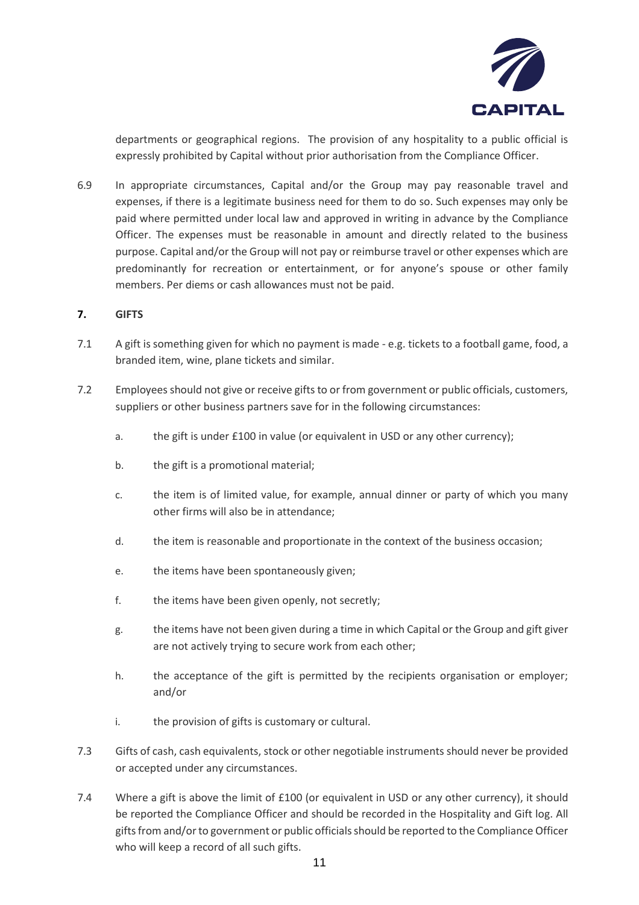departments or geographical regions. The provision of any hospitality to a public official is expressly prohibited by Capital without prior authorisation from the Compliance Officer.

6.9 In appropriate circumstances, Capital and/or the Group may pay reasonable travel and expenses, if there is a legitimate business need for them to do so. Such expenses may only be paid where permitted under local law and approved in writing in advance by the Compliance Officer. The expenses must be reasonable in amount and directly related to the business purpose. Capital and/or the Group will not pay or reimburse travel or other expenses which are predominantly for recreation or entertainment, or for anyone's spouse or other family members. Per diems or cash allowances must not be paid.

## 7. GIFTS

7.1 A gift is something given for which no payment is made - e.g. tickets to a football game, food, a branded item, wine, plane tickets and similar.

7.2 Employees should not give or receive gifts to or from government or public officials, customers, suppliers or other business partners save for in the following circumstances:

a. the gift is under £100 in value (or equivalent in USD or any other currency);

b. the gift is a promotional material;

c. the item is of limited value, for example, annual dinner or party of which you many other firms will also be in attendance;

d. the item is reasonable and proportionate in the context of the business occasion;

e. the items have been spontaneously given;

f. the items have been given openly, not secretly;

g. the items have not been given during a time in which Capital or the Group and gift giver are not actively trying to secure work from each other;

h. the acceptance of the gift is permitted by the recipients organisation or employer; and/or

i. the provision of gifts is customary or cultural.

7.3 Gifts of cash, cash equivalents, stock or other negotiable instruments should never be provided or accepted under any circumstances.

7.4 Where a gift is above the limit of £100 (or equivalent in USD or any other currency), it should be reported the Compliance Officer and should be recorded in the Hospitality and Gift log. All gifts from and/or to government or public officials should be reported to the Compliance Officer who will keep a record of all such gifts.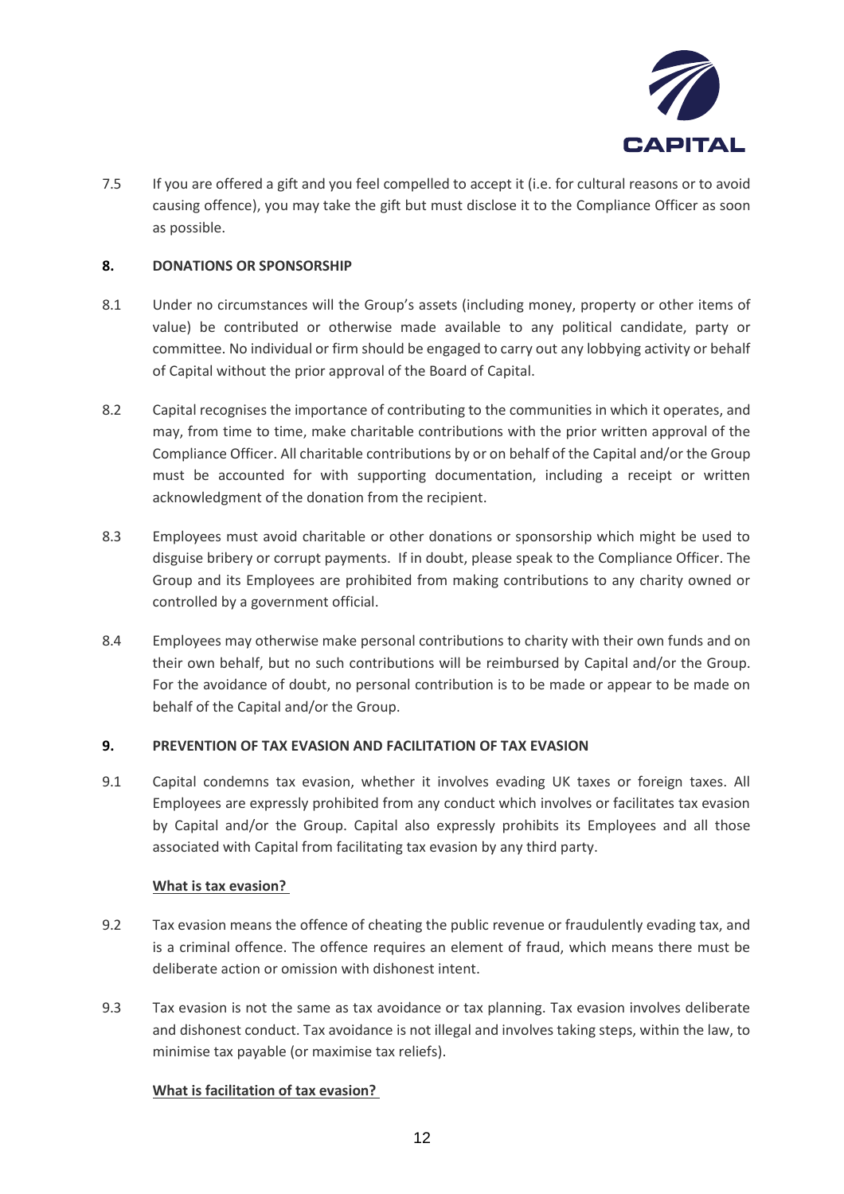7.5 If you are offered a gift and you feel compelled to accept it (i.e. for cultural reasons or to avoid causing offence), you may take the gift but must disclose it to the Compliance Officer as soon as possible.

## 8. DONATIONS OR SPONSORSHIP

8.1 Under no circumstances will the Group's assets (including money, property or other items of value) be contributed or otherwise made available to any political candidate, party or committee. No individual or firm should be engaged to carry out any lobbying activity or behalf of Capital without the prior approval of the Board of Capital.

8.2 Capital recognises the importance of contributing to the communities in which it operates, and may, from time to time, make charitable contributions with the prior written approval of the Compliance Officer. All charitable contributions by or on behalf of the Capital and/or the Group must be accounted for with supporting documentation, including a receipt or written acknowledgment of the donation from the recipient.

8.3 Employees must avoid charitable or other donations or sponsorship which might be used to disguise bribery or corrupt payments. If in doubt, please speak to the Compliance Officer. The Group and its Employees are prohibited from making contributions to any charity owned or controlled by a government official.

8.4 Employees may otherwise make personal contributions to charity with their own funds and on their own behalf, but no such contributions will be reimbursed by Capital and/or the Group. For the avoidance of doubt, no personal contribution is to be made or appear to be made on behalf of the Capital and/or the Group.

## 9. PREVENTION OF TAX EVASION AND FACILITATION OF TAX EVASION

9.1 Capital condemns tax evasion, whether it involves evading UK taxes or foreign taxes. All Employees are expressly prohibited from any conduct which involves or facilitates tax evasion by Capital and/or the Group. Capital also expressly prohibits its Employees and all those associated with Capital from facilitating tax evasion by any third party.

**What is tax evasion?**

9.2 Tax evasion means the offence of cheating the public revenue or fraudulently evading tax, and is a criminal offence. The offence requires an element of fraud, which means there must be deliberate action or omission with dishonest intent.

9.3 Tax evasion is not the same as tax avoidance or tax planning. Tax evasion involves deliberate and dishonest conduct. Tax avoidance is not illegal and involves taking steps, within the law, to minimise tax payable (or maximise tax reliefs).

**What is facilitation of tax evasion?**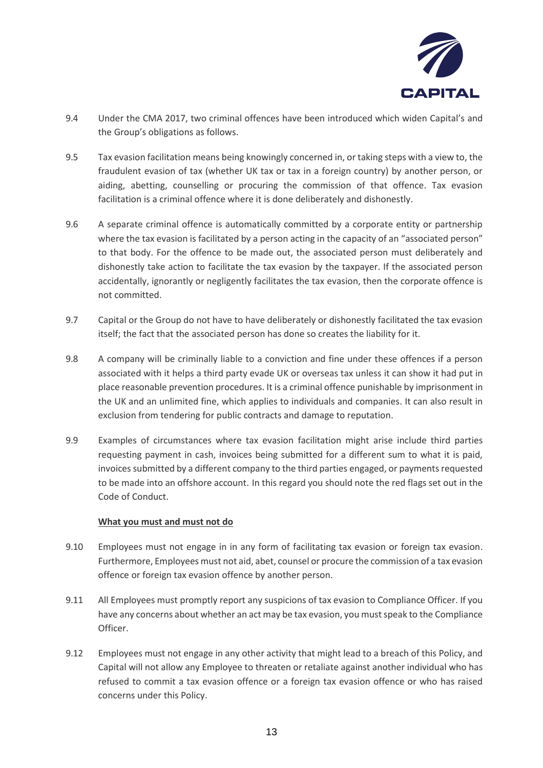9.4 Under the CMA 2017, two criminal offences have been introduced which widen Capital's and the Group's obligations as follows.

9.5 Tax evasion facilitation means being knowingly concerned in, or taking steps with a view to, the fraudulent evasion of tax (whether UK tax or tax in a foreign country) by another person, or aiding, abetting, counselling or procuring the commission of that offence. Tax evasion facilitation is a criminal offence where it is done deliberately and dishonestly.

9.6 A separate criminal offence is automatically committed by a corporate entity or partnership where the tax evasion is facilitated by a person acting in the capacity of an "associated person" to that body. For the offence to be made out, the associated person must deliberately and dishonestly take action to facilitate the tax evasion by the taxpayer. If the associated person accidentally, ignorantly or negligently facilitates the tax evasion, then the corporate offence is not committed.

9.7 Capital or the Group do not have to have deliberately or dishonestly facilitated the tax evasion itself; the fact that the associated person has done so creates the liability for it.

9.8 A company will be criminally liable to a conviction and fine under these offences if a person associated with it helps a third party evade UK or overseas tax unless it can show it had put in place reasonable prevention procedures. It is a criminal offence punishable by imprisonment in the UK and an unlimited fine, which applies to individuals and companies. It can also result in exclusion from tendering for public contracts and damage to reputation.

9.9 Examples of circumstances where tax evasion facilitation might arise include third parties requesting payment in cash, invoices being submitted for a different sum to what it is paid, invoices submitted by a different company to the third parties engaged, or payments requested to be made into an offshore account. In this regard you should note the red flags set out in the Code of Conduct.

**<u>What you must and must not do</u>**

9.10 Employees must not engage in in any form of facilitating tax evasion or foreign tax evasion. Furthermore, Employees must not aid, abet, counsel or procure the commission of a tax evasion offence or foreign tax evasion offence by another person.

9.11 All Employees must promptly report any suspicions of tax evasion to Compliance Officer. If you have any concerns about whether an act may be tax evasion, you must speak to the Compliance Officer.

9.12 Employees must not engage in any other activity that might lead to a breach of this Policy, and Capital will not allow any Employee to threaten or retaliate against another individual who has refused to commit a tax evasion offence or a foreign tax evasion offence or who has raised concerns under this Policy.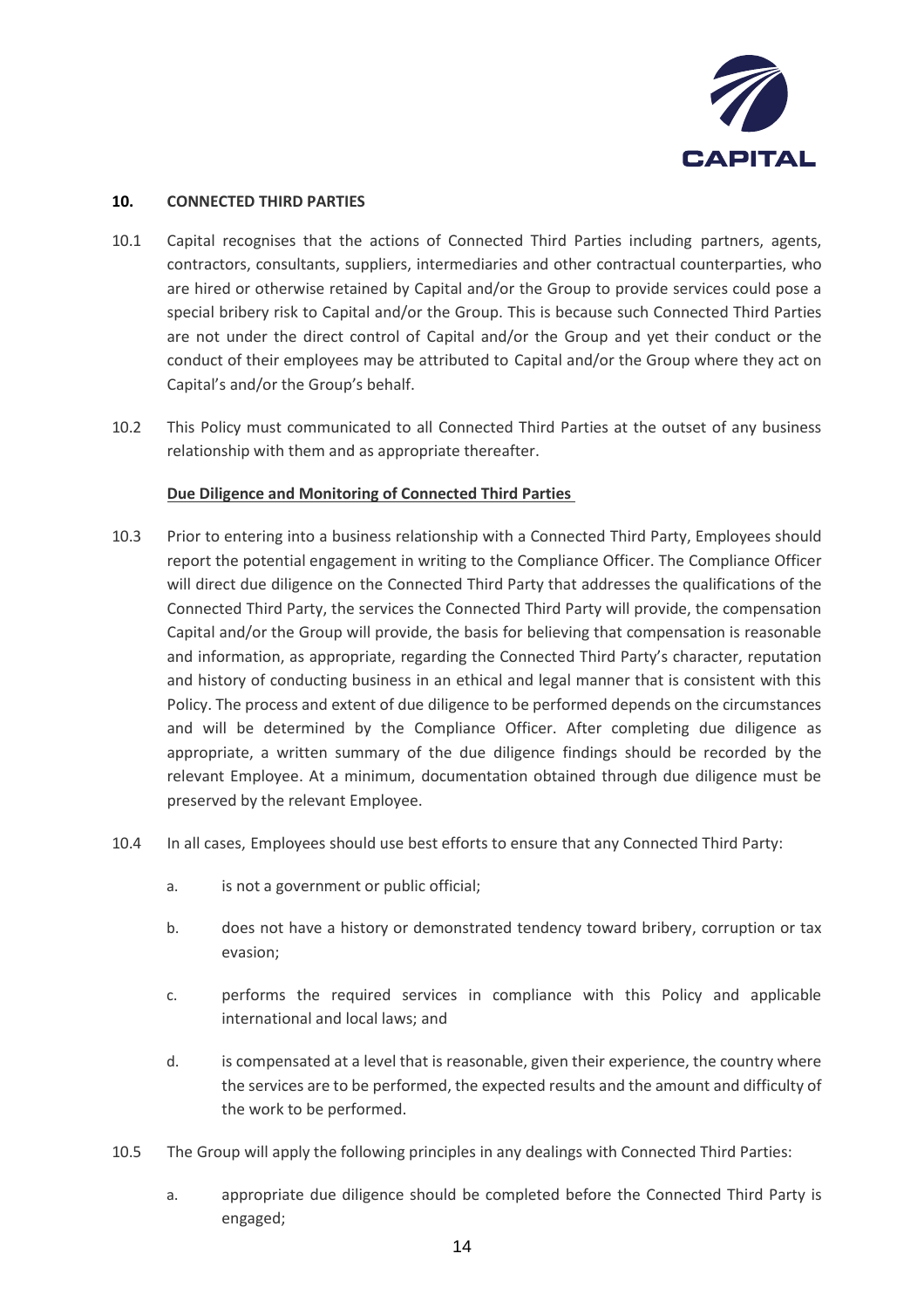## 10. CONNECTED THIRD PARTIES

10.1 Capital recognises that the actions of Connected Third Parties including partners, agents, contractors, consultants, suppliers, intermediaries and other contractual counterparties, who are hired or otherwise retained by Capital and/or the Group to provide services could pose a special bribery risk to Capital and/or the Group. This is because such Connected Third Parties are not under the direct control of Capital and/or the Group and yet their conduct or the conduct of their employees may be attributed to Capital and/or the Group where they act on Capital's and/or the Group's behalf.

10.2 This Policy must communicated to all Connected Third Parties at the outset of any business relationship with them and as appropriate thereafter.

**Due Diligence and Monitoring of Connected Third Parties**

10.3 Prior to entering into a business relationship with a Connected Third Party, Employees should report the potential engagement in writing to the Compliance Officer. The Compliance Officer will direct due diligence on the Connected Third Party that addresses the qualifications of the Connected Third Party, the services the Connected Third Party will provide, the compensation Capital and/or the Group will provide, the basis for believing that compensation is reasonable and information, as appropriate, regarding the Connected Third Party's character, reputation and history of conducting business in an ethical and legal manner that is consistent with this Policy. The process and extent of due diligence to be performed depends on the circumstances and will be determined by the Compliance Officer. After completing due diligence as appropriate, a written summary of the due diligence findings should be recorded by the relevant Employee. At a minimum, documentation obtained through due diligence must be preserved by the relevant Employee.

10.4 In all cases, Employees should use best efforts to ensure that any Connected Third Party:

a. is not a government or public official;

b. does not have a history or demonstrated tendency toward bribery, corruption or tax evasion;

c. performs the required services in compliance with this Policy and applicable international and local laws; and

d. is compensated at a level that is reasonable, given their experience, the country where the services are to be performed, the expected results and the amount and difficulty of the work to be performed.

10.5 The Group will apply the following principles in any dealings with Connected Third Parties:

a. appropriate due diligence should be completed before the Connected Third Party is engaged;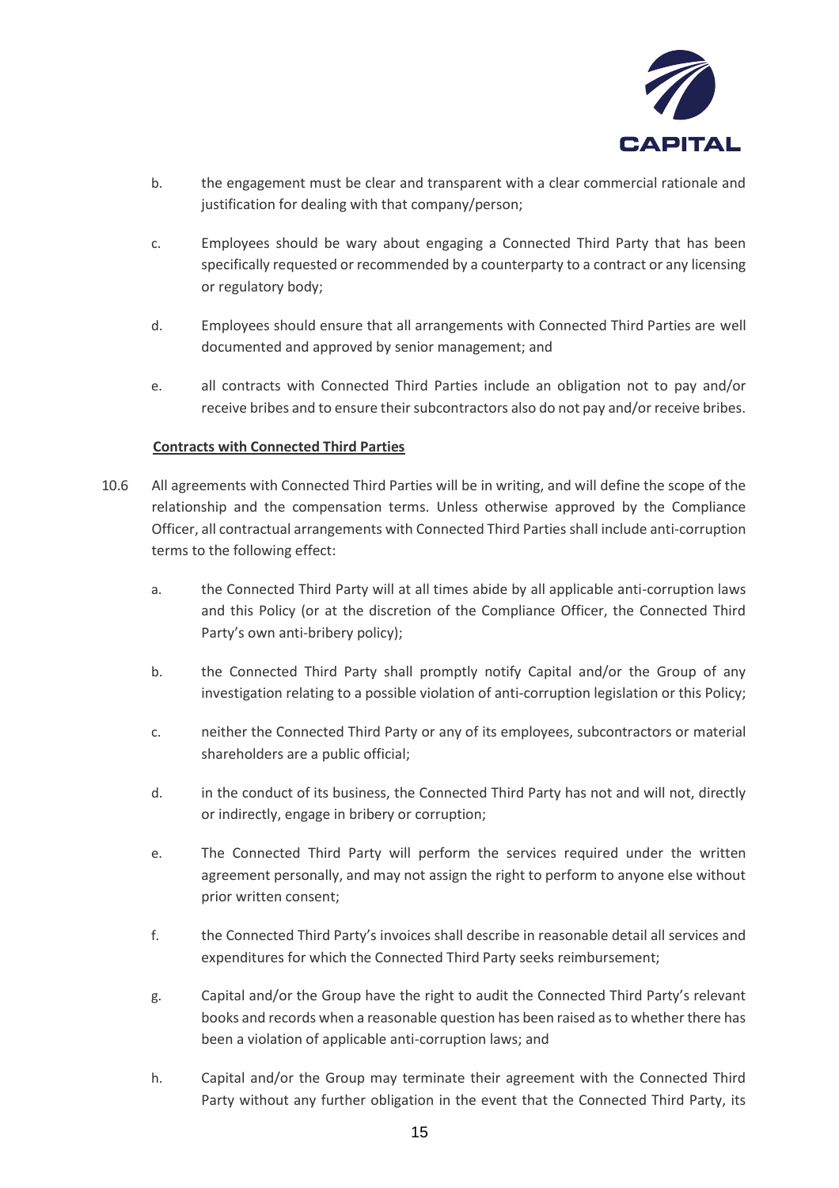b. the engagement must be clear and transparent with a clear commercial rationale and justification for dealing with that company/person;

c. Employees should be wary about engaging a Connected Third Party that has been specifically requested or recommended by a counterparty to a contract or any licensing or regulatory body;

d. Employees should ensure that all arrangements with Connected Third Parties are well documented and approved by senior management; and

e. all contracts with Connected Third Parties include an obligation not to pay and/or receive bribes and to ensure their subcontractors also do not pay and/or receive bribes.

**Contracts with Connected Third Parties**

10.6 All agreements with Connected Third Parties will be in writing, and will define the scope of the relationship and the compensation terms. Unless otherwise approved by the Compliance Officer, all contractual arrangements with Connected Third Parties shall include anti-corruption terms to the following effect:

a. the Connected Third Party will at all times abide by all applicable anti-corruption laws and this Policy (or at the discretion of the Compliance Officer, the Connected Third Party's own anti-bribery policy);

b. the Connected Third Party shall promptly notify Capital and/or the Group of any investigation relating to a possible violation of anti-corruption legislation or this Policy;

c. neither the Connected Third Party or any of its employees, subcontractors or material shareholders are a public official;

d. in the conduct of its business, the Connected Third Party has not and will not, directly or indirectly, engage in bribery or corruption;

e. The Connected Third Party will perform the services required under the written agreement personally, and may not assign the right to perform to anyone else without prior written consent;

f. the Connected Third Party's invoices shall describe in reasonable detail all services and expenditures for which the Connected Third Party seeks reimbursement;

g. Capital and/or the Group have the right to audit the Connected Third Party's relevant books and records when a reasonable question has been raised as to whether there has been a violation of applicable anti-corruption laws; and

h. Capital and/or the Group may terminate their agreement with the Connected Third Party without any further obligation in the event that the Connected Third Party, its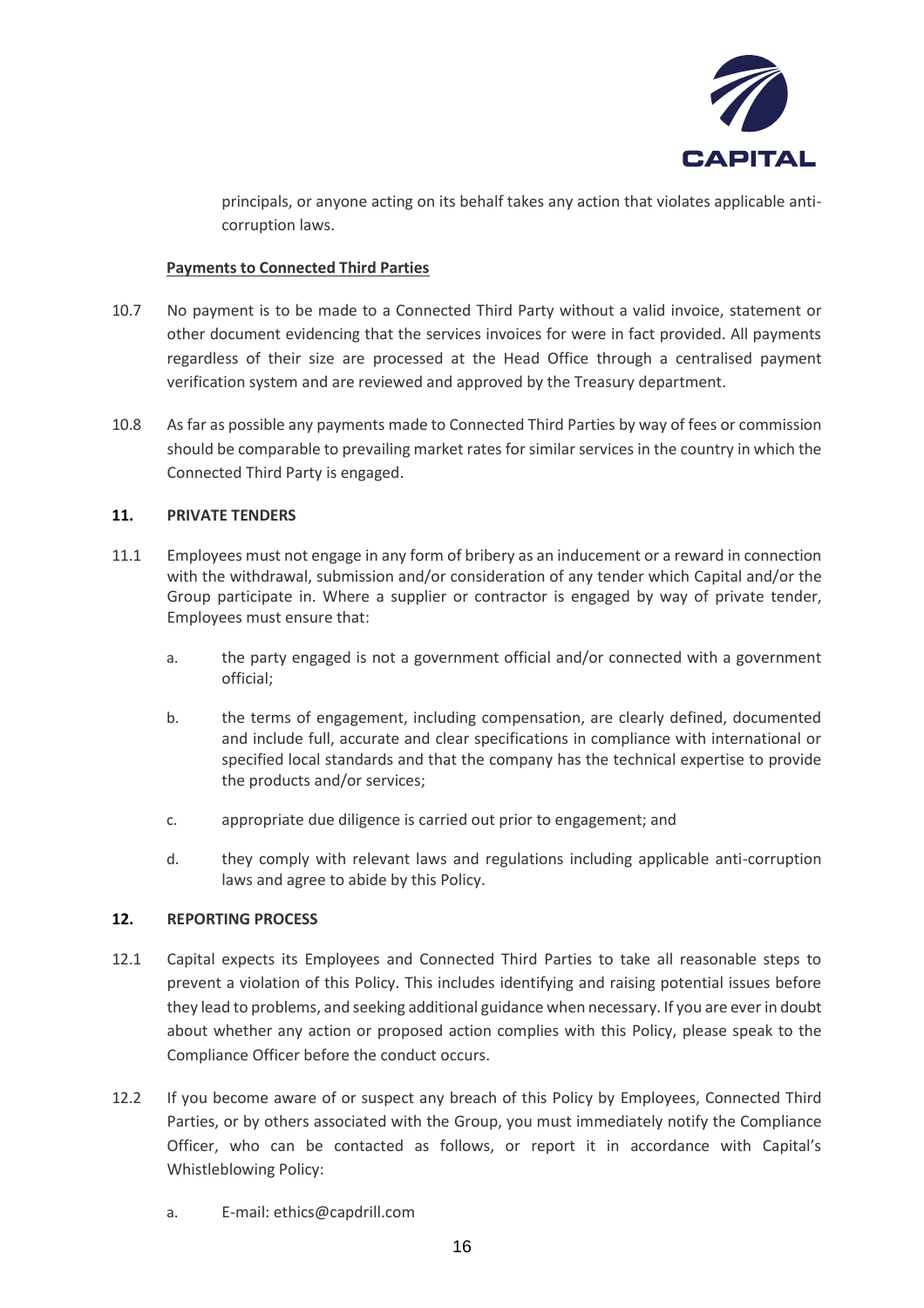principals, or anyone acting on its behalf takes any action that violates applicable anti-corruption laws.

**Payments to Connected Third Parties**

10.7 No payment is to be made to a Connected Third Party without a valid invoice, statement or other document evidencing that the services invoices for were in fact provided. All payments regardless of their size are processed at the Head Office through a centralised payment verification system and are reviewed and approved by the Treasury department.

10.8 As far as possible any payments made to Connected Third Parties by way of fees or commission should be comparable to prevailing market rates for similar services in the country in which the Connected Third Party is engaged.

## 11. PRIVATE TENDERS

11.1 Employees must not engage in any form of bribery as an inducement or a reward in connection with the withdrawal, submission and/or consideration of any tender which Capital and/or the Group participate in. Where a supplier or contractor is engaged by way of private tender, Employees must ensure that:

a. the party engaged is not a government official and/or connected with a government official;

b. the terms of engagement, including compensation, are clearly defined, documented and include full, accurate and clear specifications in compliance with international or specified local standards and that the company has the technical expertise to provide the products and/or services;

c. appropriate due diligence is carried out prior to engagement; and

d. they comply with relevant laws and regulations including applicable anti-corruption laws and agree to abide by this Policy.

## 12. REPORTING PROCESS

12.1 Capital expects its Employees and Connected Third Parties to take all reasonable steps to prevent a violation of this Policy. This includes identifying and raising potential issues before they lead to problems, and seeking additional guidance when necessary. If you are ever in doubt about whether any action or proposed action complies with this Policy, please speak to the Compliance Officer before the conduct occurs.

12.2 If you become aware of or suspect any breach of this Policy by Employees, Connected Third Parties, or by others associated with the Group, you must immediately notify the Compliance Officer, who can be contacted as follows, or report it in accordance with Capital's Whistleblowing Policy:

a. E-mail: ethics@capdrill.com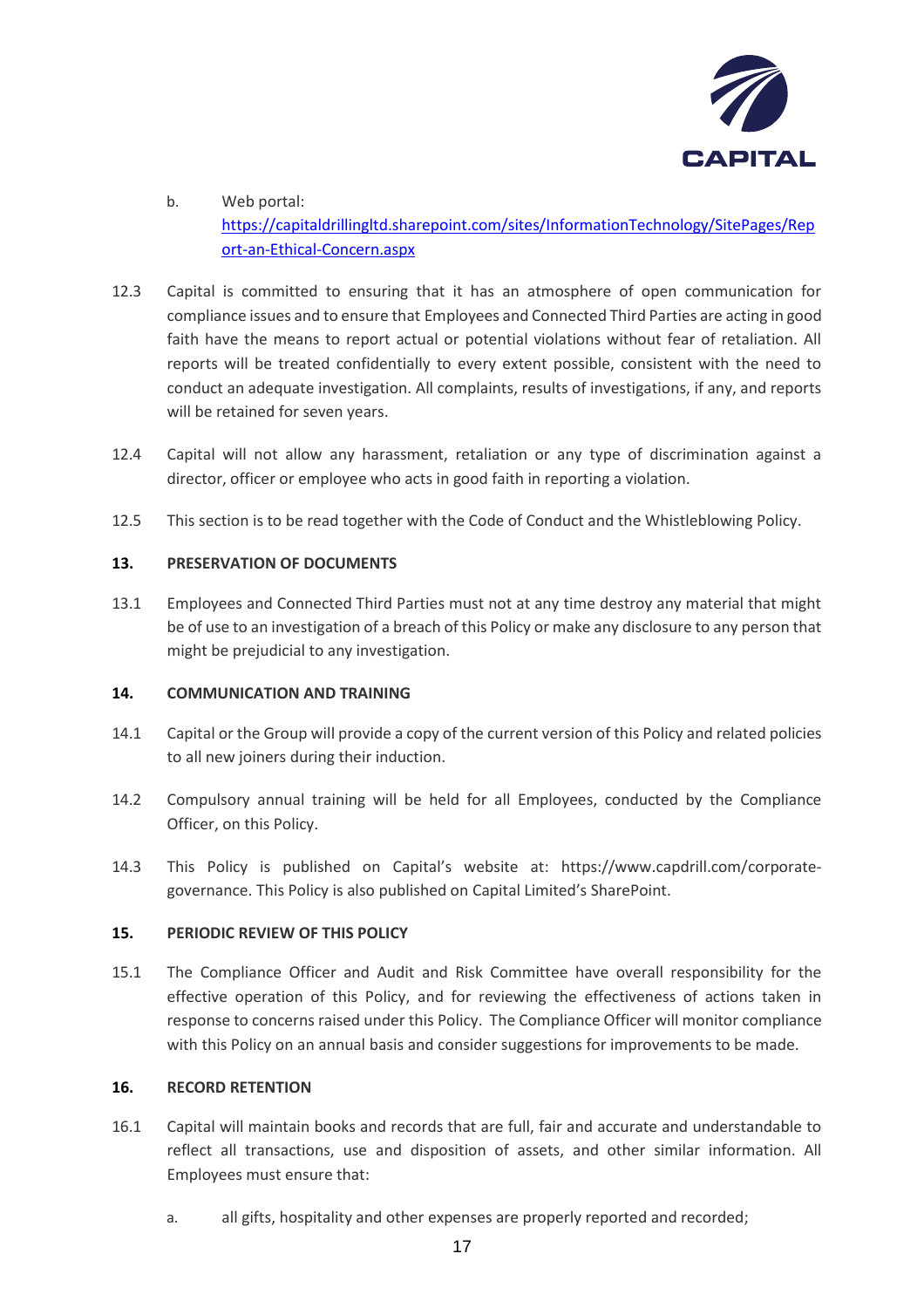b. Web portal: [https://capitaldrillingltd.sharepoint.com/sites/InformationTechnology/SitePages/Report-an-Ethical-Concern.aspx](https://capitaldrillingltd.sharepoint.com/sites/InformationTechnology/SitePages/Report-an-Ethical-Concern.aspx)

12.3 Capital is committed to ensuring that it has an atmosphere of open communication for compliance issues and to ensure that Employees and Connected Third Parties are acting in good faith have the means to report actual or potential violations without fear of retaliation. All reports will be treated confidentially to every extent possible, consistent with the need to conduct an adequate investigation. All complaints, results of investigations, if any, and reports will be retained for seven years.

12.4 Capital will not allow any harassment, retaliation or any type of discrimination against a director, officer or employee who acts in good faith in reporting a violation.

12.5 This section is to be read together with the Code of Conduct and the Whistleblowing Policy.

## 13. PRESERVATION OF DOCUMENTS

13.1 Employees and Connected Third Parties must not at any time destroy any material that might be of use to an investigation of a breach of this Policy or make any disclosure to any person that might be prejudicial to any investigation.

## 14. COMMUNICATION AND TRAINING

14.1 Capital or the Group will provide a copy of the current version of this Policy and related policies to all new joiners during their induction.

14.2 Compulsory annual training will be held for all Employees, conducted by the Compliance Officer, on this Policy.

14.3 This Policy is published on Capital's website at: https://www.capdrill.com/corporate-governance. This Policy is also published on Capital Limited's SharePoint.

## 15. PERIODIC REVIEW OF THIS POLICY

15.1 The Compliance Officer and Audit and Risk Committee have overall responsibility for the effective operation of this Policy, and for reviewing the effectiveness of actions taken in response to concerns raised under this Policy. The Compliance Officer will monitor compliance with this Policy on an annual basis and consider suggestions for improvements to be made.

## 16. RECORD RETENTION

16.1 Capital will maintain books and records that are full, fair and accurate and understandable to reflect all transactions, use and disposition of assets, and other similar information. All Employees must ensure that:

a. all gifts, hospitality and other expenses are properly reported and recorded;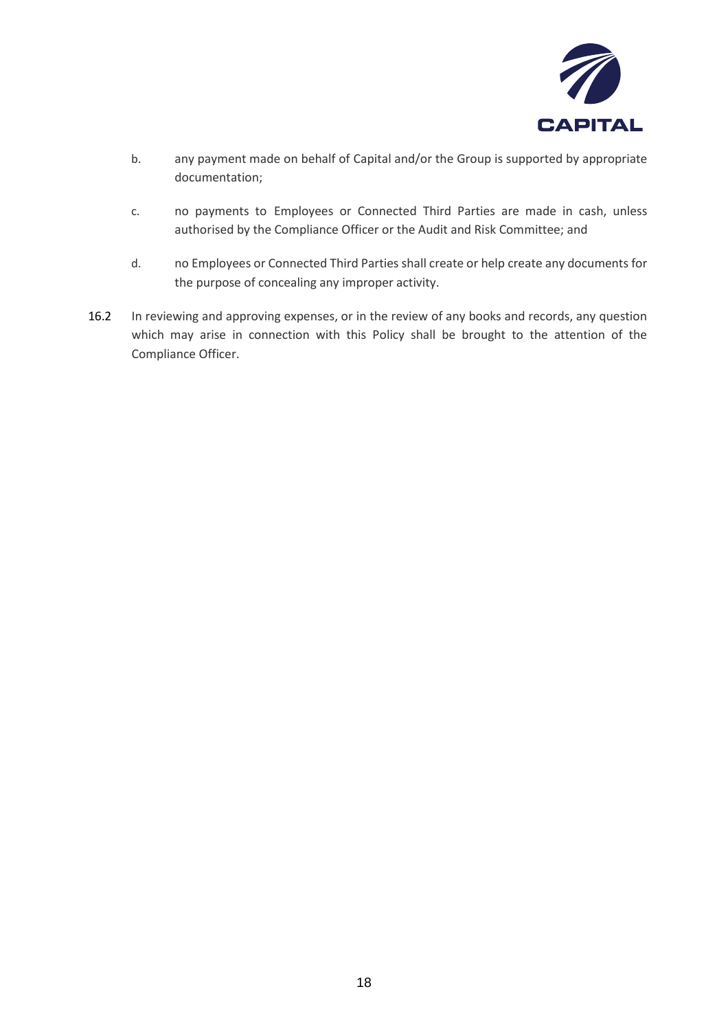b. any payment made on behalf of Capital and/or the Group is supported by appropriate documentation;

c. no payments to Employees or Connected Third Parties are made in cash, unless authorised by the Compliance Officer or the Audit and Risk Committee; and

d. no Employees or Connected Third Parties shall create or help create any documents for the purpose of concealing any improper activity.

16.2 In reviewing and approving expenses, or in the review of any books and records, any question which may arise in connection with this Policy shall be brought to the attention of the Compliance Officer.